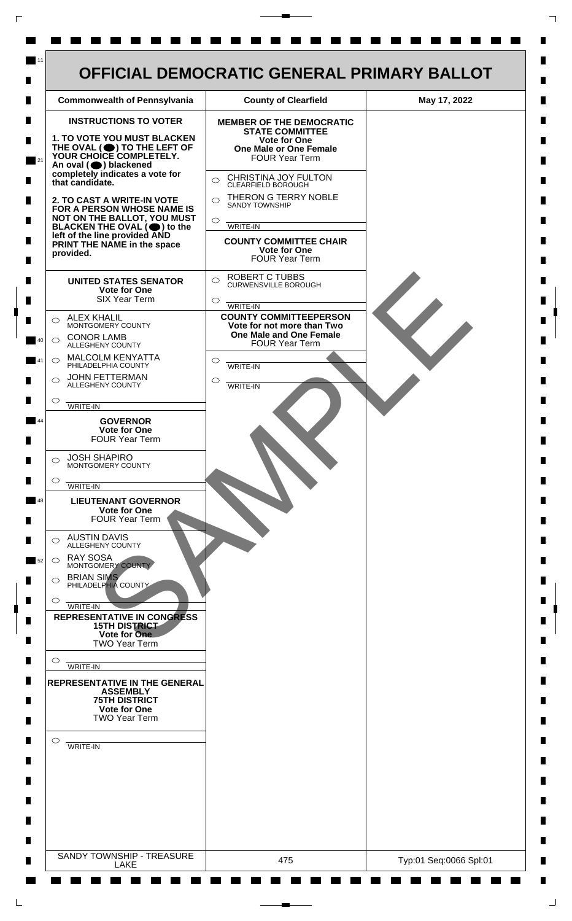# OFFICIAL DEMOCRATIC GENERAL PRIMARY BALLOT

| Commonwealth of Pennsylvania | County of Clearfield | May 17, 2022 |
|---|---|---|

**INSTRUCTIONS TO VOTER**

**1. TO VOTE YOU MUST BLACKEN THE OVAL (⬤) TO THE LEFT OF YOUR CHOICE COMPLETELY.** An oval (⬤) blackened completely indicates a vote for that candidate.

**2. TO CAST A WRITE-IN VOTE FOR A PERSON WHOSE NAME IS NOT ON THE BALLOT, YOU MUST BLACKEN THE OVAL (⬤) to the left of the line provided AND PRINT THE NAME in the space provided.**

**UNITED STATES SENATOR**
**Vote for One**
SIX Year Term

- ○ ALEX KHALIL — MONTGOMERY COUNTY
- ○ CONOR LAMB — ALLEGHENY COUNTY
- ○ MALCOLM KENYATTA — PHILADELPHIA COUNTY
- ○ JOHN FETTERMAN — ALLEGHENY COUNTY
- ○ WRITE-IN

**GOVERNOR**
**Vote for One**
FOUR Year Term

- ○ JOSH SHAPIRO — MONTGOMERY COUNTY
- ○ WRITE-IN

**LIEUTENANT GOVERNOR**
**Vote for One**
FOUR Year Term

- ○ AUSTIN DAVIS — ALLEGHENY COUNTY
- ○ RAY SOSA — MONTGOMERY COUNTY
- ○ BRIAN SIMS — PHILADELPHIA COUNTY
- ○ WRITE-IN

**REPRESENTATIVE IN CONGRESS**
**15TH DISTRICT**
**Vote for One**
TWO Year Term

- ○ WRITE-IN

**REPRESENTATIVE IN THE GENERAL ASSEMBLY**
**75TH DISTRICT**
**Vote for One**
TWO Year Term

- ○ WRITE-IN

**MEMBER OF THE DEMOCRATIC STATE COMMITTEE**
**Vote for One**
**One Male or One Female**
FOUR Year Term

- ○ CHRISTINA JOY FULTON — CLEARFIELD BOROUGH
- ○ THERON G TERRY NOBLE — SANDY TOWNSHIP
- ○ WRITE-IN

**COUNTY COMMITTEE CHAIR**
**Vote for One**
FOUR Year Term

- ○ ROBERT C TUBBS — CURWENSVILLE BOROUGH
- ○ WRITE-IN

**COUNTY COMMITTEEPERSON**
**Vote for not more than Two**
**One Male and One Female**
FOUR Year Term

- ○ WRITE-IN
- ○ WRITE-IN

SAMPLE

| SANDY TOWNSHIP - TREASURE LAKE | 475 | Typ:01 Seq:0066 Spl:01 |
|---|---|---|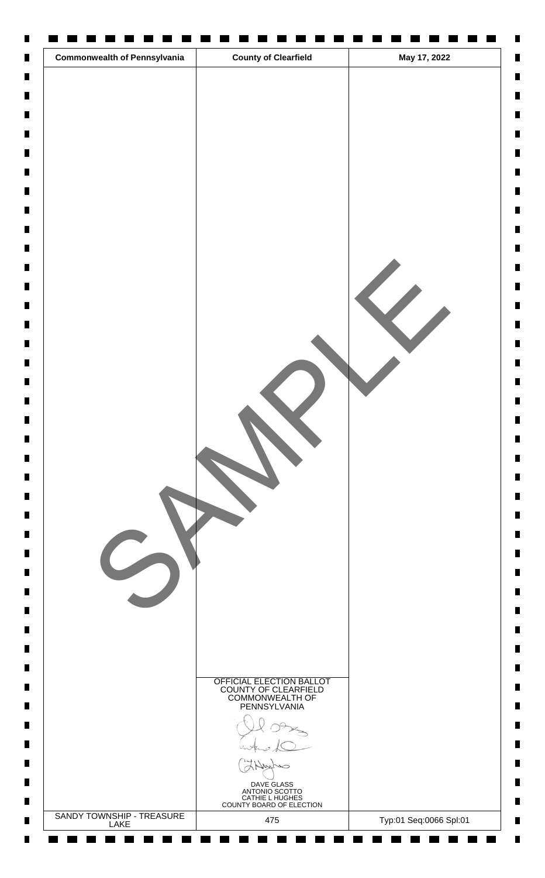| Commonwealth of Pennsylvania | County of Clearfield | May 17, 2022 |
|---|---|---|

SAMPLE

OFFICIAL ELECTION BALLOT
COUNTY OF CLEARFIELD
COMMONWEALTH OF
PENNSYLVANIA

DAVE GLASS
ANTONIO SCOTTO
CATHIE L HUGHES
COUNTY BOARD OF ELECTION

| | | |
|---|---|---|
| SANDY TOWNSHIP - TREASURE LAKE | 475 | Typ:01 Seq:0066 Spl:01 |